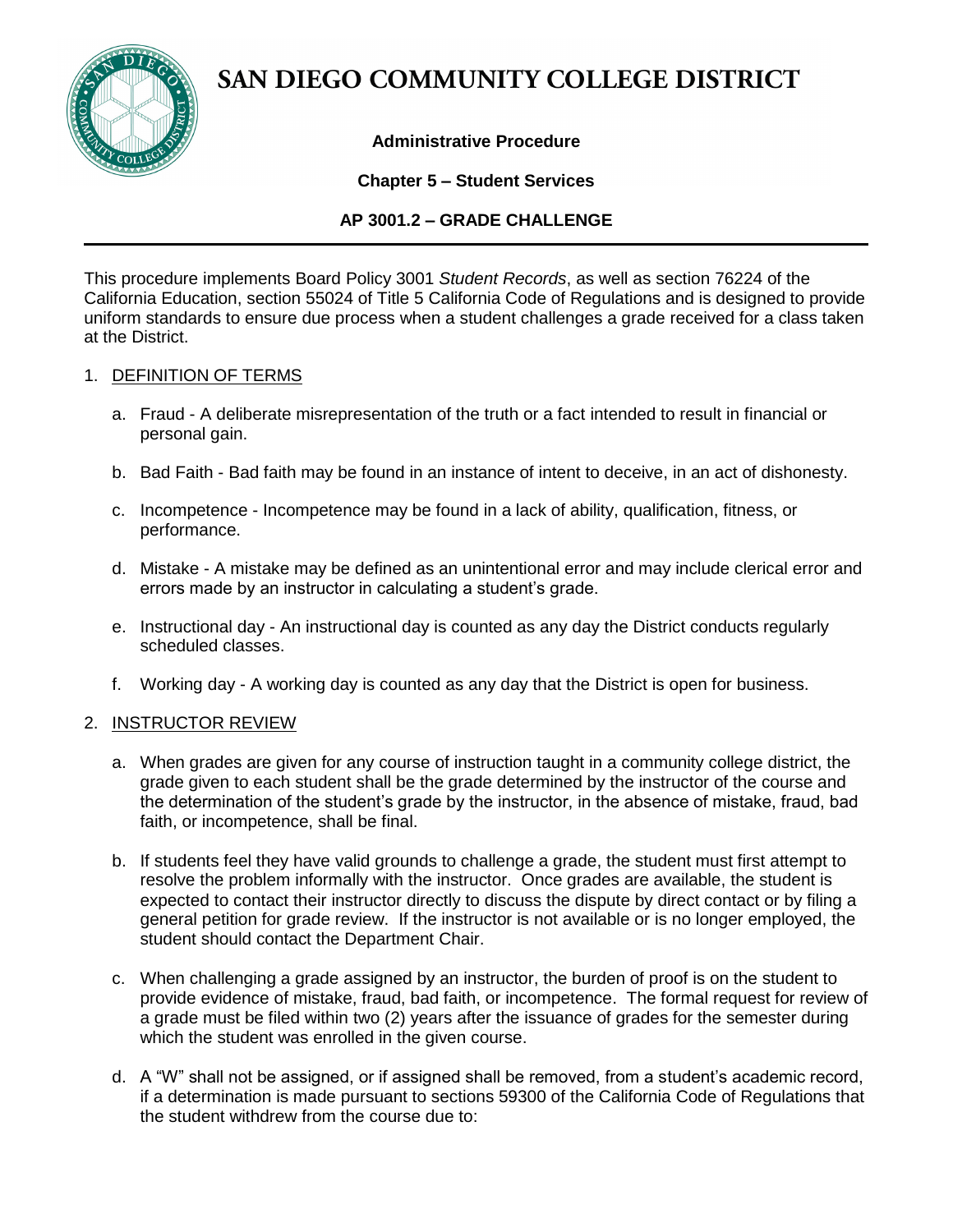# SAN DIEGO COMMUNITY COLLEGE DISTRICT

**Administrative Procedure**

**Chapter 5 – Student Services**

**AP 3001.2 – GRADE CHALLENGE**

---

This procedure implements Board Policy 3001 *Student Records*, as well as section 76224 of the California Education, section 55024 of Title 5 California Code of Regulations and is designed to provide uniform standards to ensure due process when a student challenges a grade received for a class taken at the District.

1. <u>DEFINITION OF TERMS</u>

   a. Fraud - A deliberate misrepresentation of the truth or a fact intended to result in financial or personal gain.

   b. Bad Faith - Bad faith may be found in an instance of intent to deceive, in an act of dishonesty.

   c. Incompetence - Incompetence may be found in a lack of ability, qualification, fitness, or performance.

   d. Mistake - A mistake may be defined as an unintentional error and may include clerical error and errors made by an instructor in calculating a student's grade.

   e. Instructional day - An instructional day is counted as any day the District conducts regularly scheduled classes.

   f. Working day - A working day is counted as any day that the District is open for business.

2. <u>INSTRUCTOR REVIEW</u>

   a. When grades are given for any course of instruction taught in a community college district, the grade given to each student shall be the grade determined by the instructor of the course and the determination of the student's grade by the instructor, in the absence of mistake, fraud, bad faith, or incompetence, shall be final.

   b. If students feel they have valid grounds to challenge a grade, the student must first attempt to resolve the problem informally with the instructor. Once grades are available, the student is expected to contact their instructor directly to discuss the dispute by direct contact or by filing a general petition for grade review. If the instructor is not available or is no longer employed, the student should contact the Department Chair.

   c. When challenging a grade assigned by an instructor, the burden of proof is on the student to provide evidence of mistake, fraud, bad faith, or incompetence. The formal request for review of a grade must be filed within two (2) years after the issuance of grades for the semester during which the student was enrolled in the given course.

   d. A "W" shall not be assigned, or if assigned shall be removed, from a student's academic record, if a determination is made pursuant to sections 59300 of the California Code of Regulations that the student withdrew from the course due to: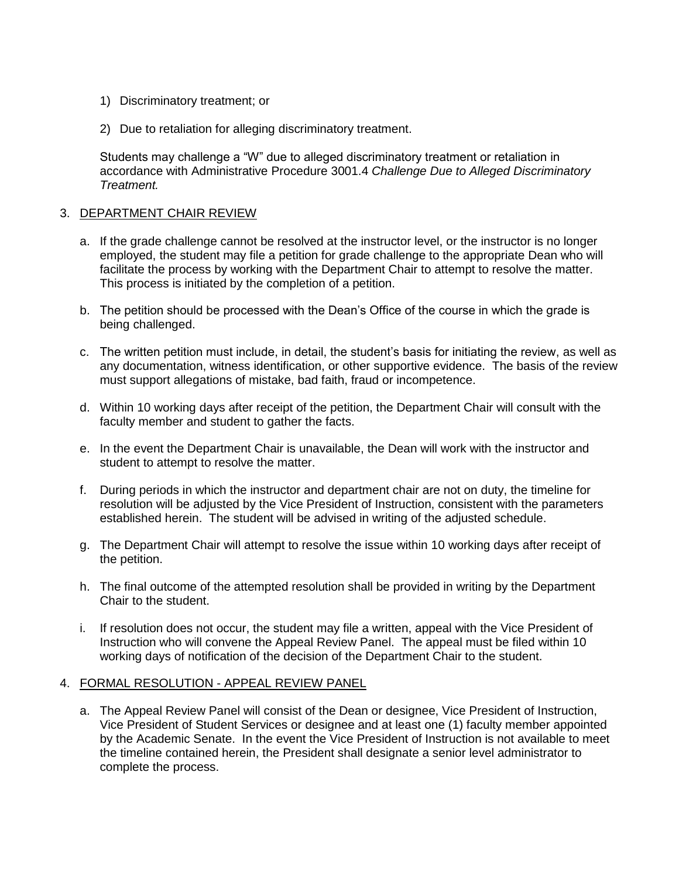1) Discriminatory treatment; or

2) Due to retaliation for alleging discriminatory treatment.

Students may challenge a "W" due to alleged discriminatory treatment or retaliation in accordance with Administrative Procedure 3001.4 *Challenge Due to Alleged Discriminatory Treatment.*

3. <u>DEPARTMENT CHAIR REVIEW</u>

   a. If the grade challenge cannot be resolved at the instructor level, or the instructor is no longer employed, the student may file a petition for grade challenge to the appropriate Dean who will facilitate the process by working with the Department Chair to attempt to resolve the matter. This process is initiated by the completion of a petition.

   b. The petition should be processed with the Dean's Office of the course in which the grade is being challenged.

   c. The written petition must include, in detail, the student's basis for initiating the review, as well as any documentation, witness identification, or other supportive evidence. The basis of the review must support allegations of mistake, bad faith, fraud or incompetence.

   d. Within 10 working days after receipt of the petition, the Department Chair will consult with the faculty member and student to gather the facts.

   e. In the event the Department Chair is unavailable, the Dean will work with the instructor and student to attempt to resolve the matter.

   f. During periods in which the instructor and department chair are not on duty, the timeline for resolution will be adjusted by the Vice President of Instruction, consistent with the parameters established herein. The student will be advised in writing of the adjusted schedule.

   g. The Department Chair will attempt to resolve the issue within 10 working days after receipt of the petition.

   h. The final outcome of the attempted resolution shall be provided in writing by the Department Chair to the student.

   i. If resolution does not occur, the student may file a written, appeal with the Vice President of Instruction who will convene the Appeal Review Panel. The appeal must be filed within 10 working days of notification of the decision of the Department Chair to the student.

4. <u>FORMAL RESOLUTION - APPEAL REVIEW PANEL</u>

   a. The Appeal Review Panel will consist of the Dean or designee, Vice President of Instruction, Vice President of Student Services or designee and at least one (1) faculty member appointed by the Academic Senate. In the event the Vice President of Instruction is not available to meet the timeline contained herein, the President shall designate a senior level administrator to complete the process.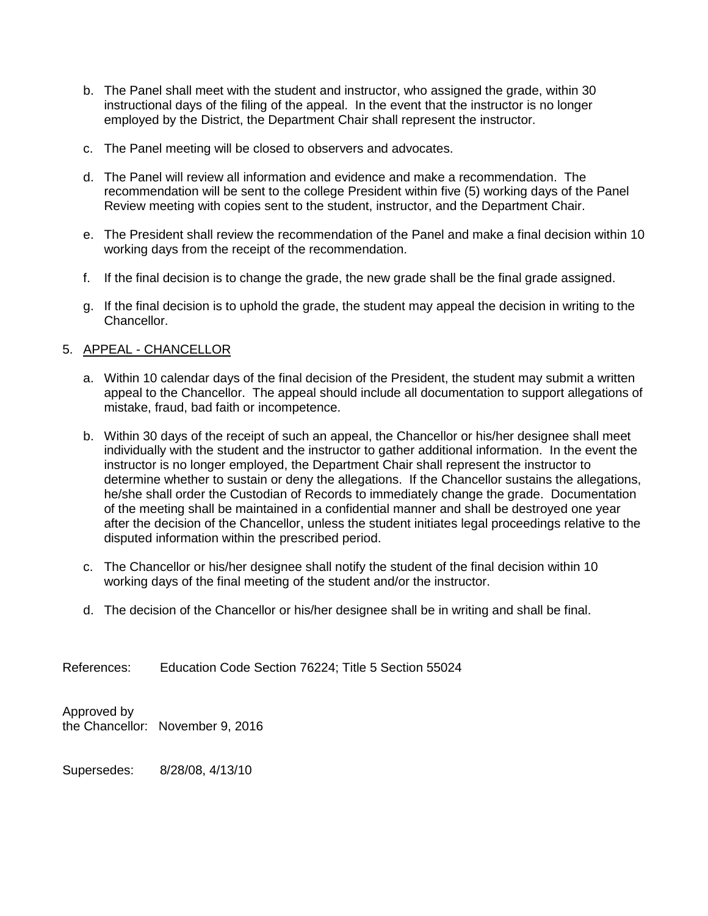b. The Panel shall meet with the student and instructor, who assigned the grade, within 30 instructional days of the filing of the appeal. In the event that the instructor is no longer employed by the District, the Department Chair shall represent the instructor.

c. The Panel meeting will be closed to observers and advocates.

d. The Panel will review all information and evidence and make a recommendation. The recommendation will be sent to the college President within five (5) working days of the Panel Review meeting with copies sent to the student, instructor, and the Department Chair.

e. The President shall review the recommendation of the Panel and make a final decision within 10 working days from the receipt of the recommendation.

f. If the final decision is to change the grade, the new grade shall be the final grade assigned.

g. If the final decision is to uphold the grade, the student may appeal the decision in writing to the Chancellor.

5. <u>APPEAL - CHANCELLOR</u>

a. Within 10 calendar days of the final decision of the President, the student may submit a written appeal to the Chancellor. The appeal should include all documentation to support allegations of mistake, fraud, bad faith or incompetence.

b. Within 30 days of the receipt of such an appeal, the Chancellor or his/her designee shall meet individually with the student and the instructor to gather additional information. In the event the instructor is no longer employed, the Department Chair shall represent the instructor to determine whether to sustain or deny the allegations. If the Chancellor sustains the allegations, he/she shall order the Custodian of Records to immediately change the grade. Documentation of the meeting shall be maintained in a confidential manner and shall be destroyed one year after the decision of the Chancellor, unless the student initiates legal proceedings relative to the disputed information within the prescribed period.

c. The Chancellor or his/her designee shall notify the student of the final decision within 10 working days of the final meeting of the student and/or the instructor.

d. The decision of the Chancellor or his/her designee shall be in writing and shall be final.

References: Education Code Section 76224; Title 5 Section 55024

Approved by
the Chancellor: November 9, 2016

Supersedes: 8/28/08, 4/13/10